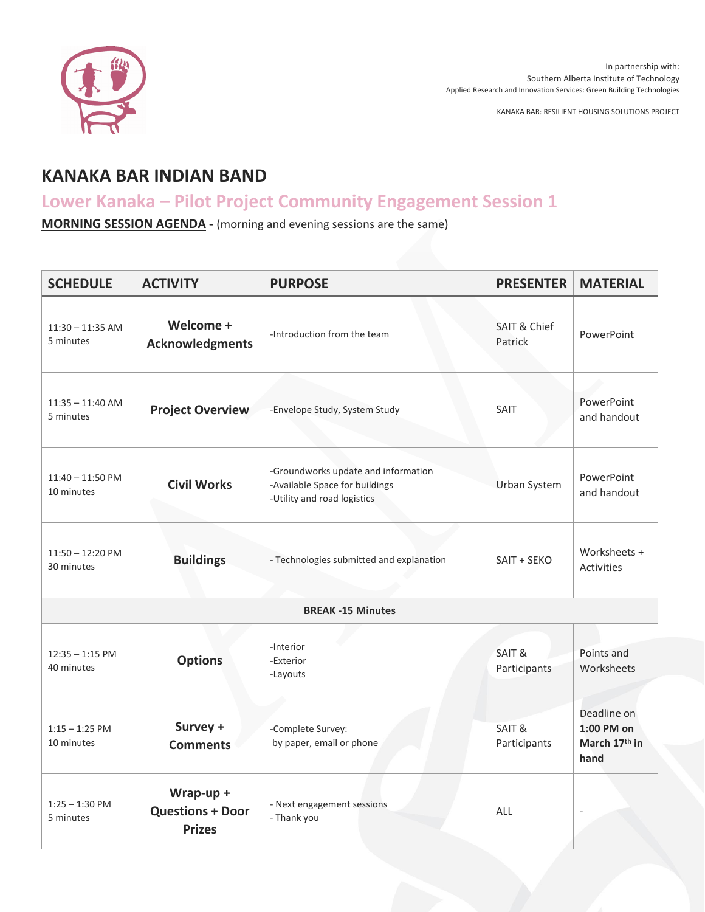In partnership with:
Southern Alberta Institute of Technology
Applied Research and Innovation Services: Green Building Technologies

KANAKA BAR: RESILIENT HOUSING SOLUTIONS PROJECT

# KANAKA BAR INDIAN BAND

## Lower Kanaka – Pilot Project Community Engagement Session 1

**MORNING SESSION AGENDA -** (morning and evening sessions are the same)

| SCHEDULE | ACTIVITY | PURPOSE | PRESENTER | MATERIAL |
|---|---|---|---|---|
| 11:30 – 11:35 AM 5 minutes | **Welcome + Acknowledgments** | -Introduction from the team | SAIT & Chief Patrick | PowerPoint |
| 11:35 – 11:40 AM 5 minutes | **Project Overview** | -Envelope Study, System Study | SAIT | PowerPoint and handout |
| 11:40 – 11:50 PM 10 minutes | **Civil Works** | -Groundworks update and information<br>-Available Space for buildings<br>-Utility and road logistics | Urban System | PowerPoint and handout |
| 11:50 – 12:20 PM 30 minutes | **Buildings** | - Technologies submitted and explanation | SAIT + SEKO | Worksheets + Activities |
| | | **BREAK -15 Minutes** | | |
| 12:35 – 1:15 PM 40 minutes | **Options** | -Interior<br>-Exterior<br>-Layouts | SAIT & Participants | Points and Worksheets |
| 1:15 – 1:25 PM 10 minutes | **Survey + Comments** | -Complete Survey: by paper, email or phone | SAIT & Participants | Deadline on **1:00 PM on March 17th in hand** |
| 1:25 – 1:30 PM 5 minutes | **Wrap-up + Questions + Door Prizes** | - Next engagement sessions<br>- Thank you | ALL | - |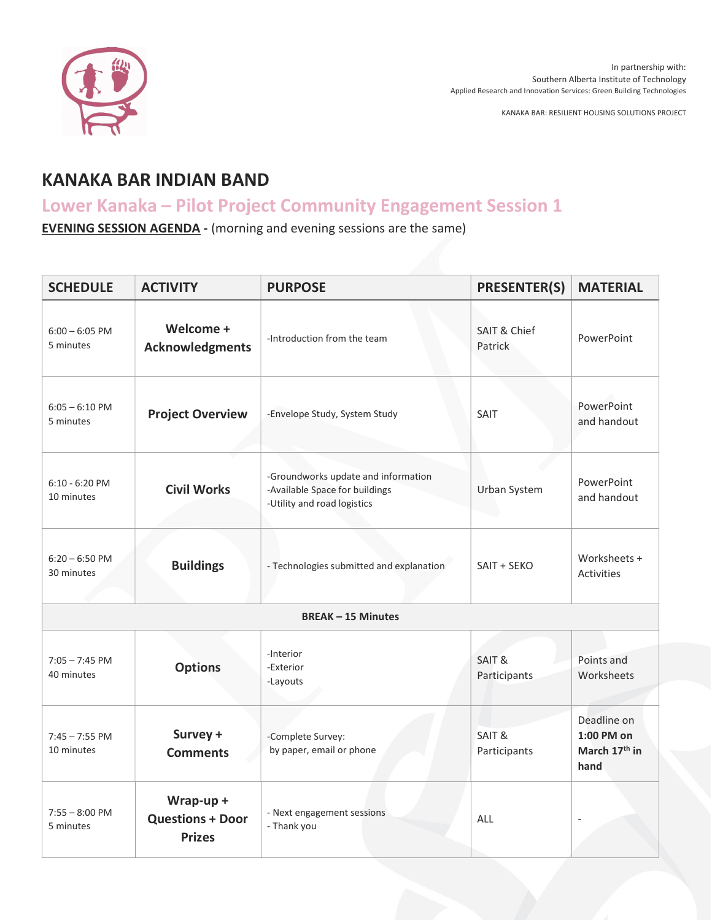In partnership with:
Southern Alberta Institute of Technology
Applied Research and Innovation Services: Green Building Technologies

KANAKA BAR: RESILIENT HOUSING SOLUTIONS PROJECT

# KANAKA BAR INDIAN BAND

## Lower Kanaka – Pilot Project Community Engagement Session 1

**EVENING SESSION AGENDA** - (morning and evening sessions are the same)

| SCHEDULE | ACTIVITY | PURPOSE | PRESENTER(S) | MATERIAL |
|---|---|---|---|---|
| 6:00 – 6:05 PM<br>5 minutes | **Welcome + Acknowledgments** | -Introduction from the team | SAIT & Chief Patrick | PowerPoint |
| 6:05 – 6:10 PM<br>5 minutes | **Project Overview** | -Envelope Study, System Study | SAIT | PowerPoint and handout |
| 6:10 - 6:20 PM<br>10 minutes | **Civil Works** | -Groundworks update and information<br>-Available Space for buildings<br>-Utility and road logistics | Urban System | PowerPoint and handout |
| 6:20 – 6:50 PM<br>30 minutes | **Buildings** | - Technologies submitted and explanation | SAIT + SEKO | Worksheets + Activities |
| | | **BREAK – 15 Minutes** | | |
| 7:05 – 7:45 PM<br>40 minutes | **Options** | -Interior<br>-Exterior<br>-Layouts | SAIT & Participants | Points and Worksheets |
| 7:45 – 7:55 PM<br>10 minutes | **Survey + Comments** | -Complete Survey:<br>by paper, email or phone | SAIT & Participants | Deadline on **1:00 PM on March 17th in hand** |
| 7:55 – 8:00 PM<br>5 minutes | **Wrap-up + Questions + Door Prizes** | - Next engagement sessions<br>- Thank you | ALL | - |